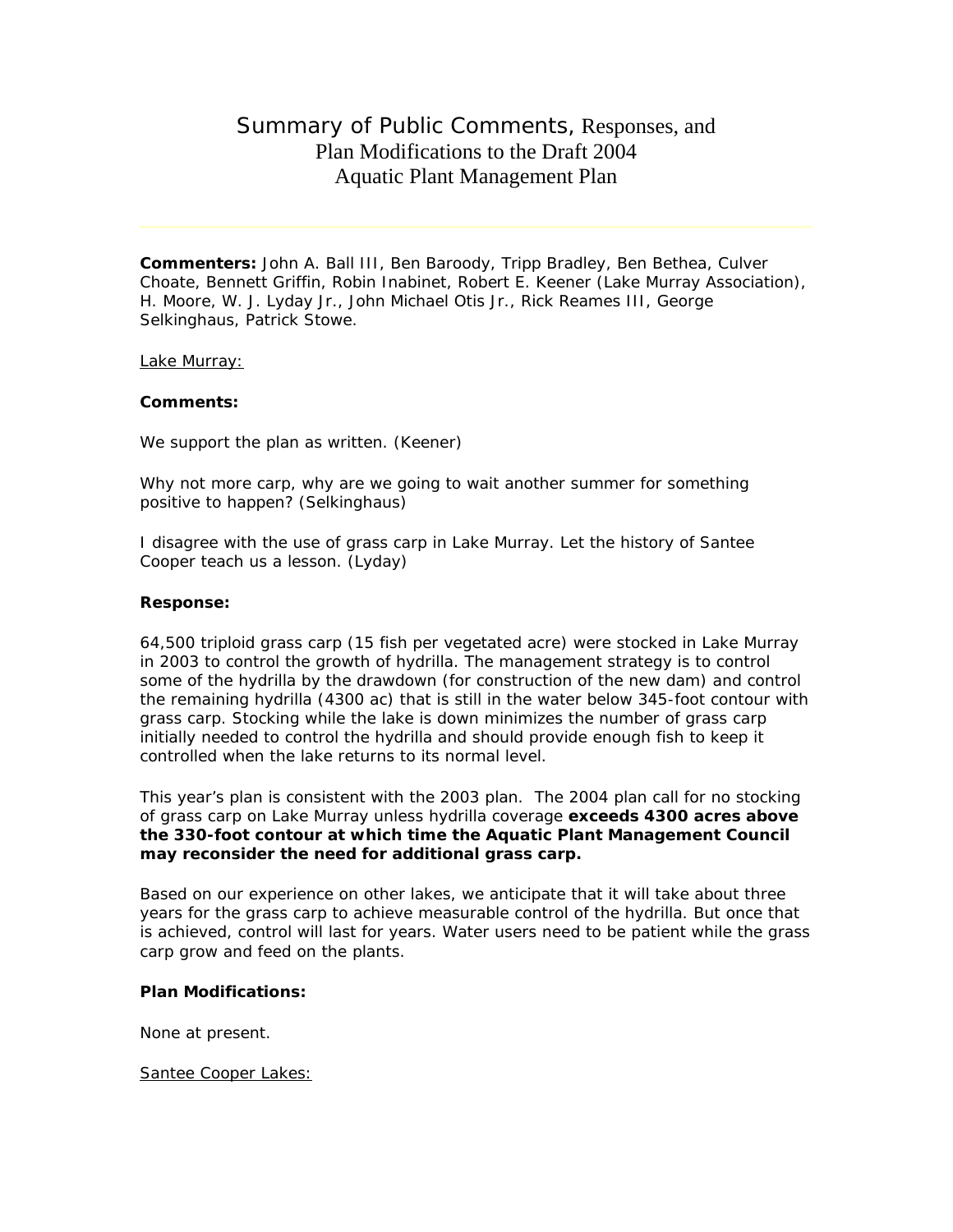# Summary of Public Comments, Responses, and Plan Modifications to the Draft 2004 Aquatic Plant Management Plan

**Commenters:** John A. Ball III, Ben Baroody, Tripp Bradley, Ben Bethea, Culver Choate, Bennett Griffin, Robin Inabinet, Robert E. Keener (Lake Murray Association), H. Moore, W. J. Lyday Jr., John Michael Otis Jr., Rick Reames III, George Selkinghaus, Patrick Stowe.

Lake Murray:

**Comments:**

We support the plan as written. (Keener)

Why not more carp, why are we going to wait another summer for something positive to happen? (Selkinghaus)

I disagree with the use of grass carp in Lake Murray. Let the history of Santee Cooper teach us a lesson. (Lyday)

**Response:**

64,500 triploid grass carp (15 fish per vegetated acre) were stocked in Lake Murray in 2003 to control the growth of hydrilla. The management strategy is to control some of the hydrilla by the drawdown (for construction of the new dam) and control the remaining hydrilla (4300 ac) that is still in the water below 345-foot contour with grass carp. Stocking while the lake is down minimizes the number of grass carp initially needed to control the hydrilla and should provide enough fish to keep it controlled when the lake returns to its normal level.

This year's plan is consistent with the 2003 plan. The 2004 plan call for no stocking of grass carp on Lake Murray unless hydrilla coverage **exceeds 4300 acres above the 330-foot contour at which time the Aquatic Plant Management Council may reconsider the need for additional grass carp.**

Based on our experience on other lakes, we anticipate that it will take about three years for the grass carp to achieve measurable control of the hydrilla. But once that is achieved, control will last for years. Water users need to be patient while the grass carp grow and feed on the plants.

**Plan Modifications:**

None at present.

Santee Cooper Lakes: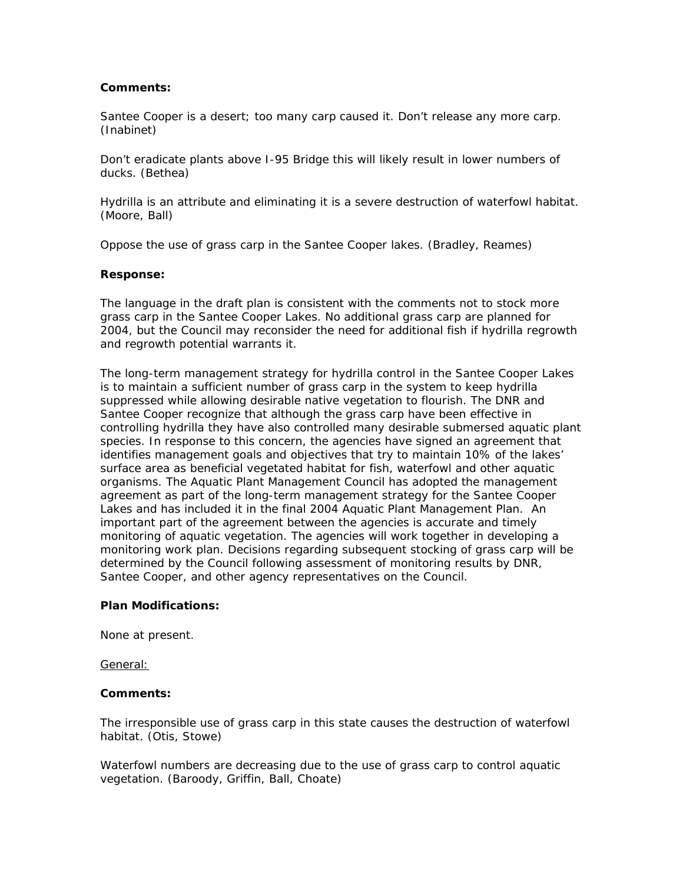**Comments:**

Santee Cooper is a desert; too many carp caused it. Don't release any more carp. (Inabinet)

Don't eradicate plants above I-95 Bridge this will likely result in lower numbers of ducks. (Bethea)

Hydrilla is an attribute and eliminating it is a severe destruction of waterfowl habitat. (Moore, Ball)

Oppose the use of grass carp in the Santee Cooper lakes. (Bradley, Reames)

**Response:**

The language in the draft plan is consistent with the comments not to stock more grass carp in the Santee Cooper Lakes. No additional grass carp are planned for 2004, but the Council may reconsider the need for additional fish if hydrilla regrowth and regrowth potential warrants it.

The long-term management strategy for hydrilla control in the Santee Cooper Lakes is to maintain a sufficient number of grass carp in the system to keep hydrilla suppressed while allowing desirable native vegetation to flourish. The DNR and Santee Cooper recognize that although the grass carp have been effective in controlling hydrilla they have also controlled many desirable submersed aquatic plant species. In response to this concern, the agencies have signed an agreement that identifies management goals and objectives that try to maintain 10% of the lakes' surface area as beneficial vegetated habitat for fish, waterfowl and other aquatic organisms. The Aquatic Plant Management Council has adopted the management agreement as part of the long-term management strategy for the Santee Cooper Lakes and has included it in the final 2004 Aquatic Plant Management Plan. An important part of the agreement between the agencies is accurate and timely monitoring of aquatic vegetation. The agencies will work together in developing a monitoring work plan. Decisions regarding subsequent stocking of grass carp will be determined by the Council following assessment of monitoring results by DNR, Santee Cooper, and other agency representatives on the Council.

**Plan Modifications:**

None at present.

General:

**Comments:**

The irresponsible use of grass carp in this state causes the destruction of waterfowl habitat. (Otis, Stowe)

Waterfowl numbers are decreasing due to the use of grass carp to control aquatic vegetation. (Baroody, Griffin, Ball, Choate)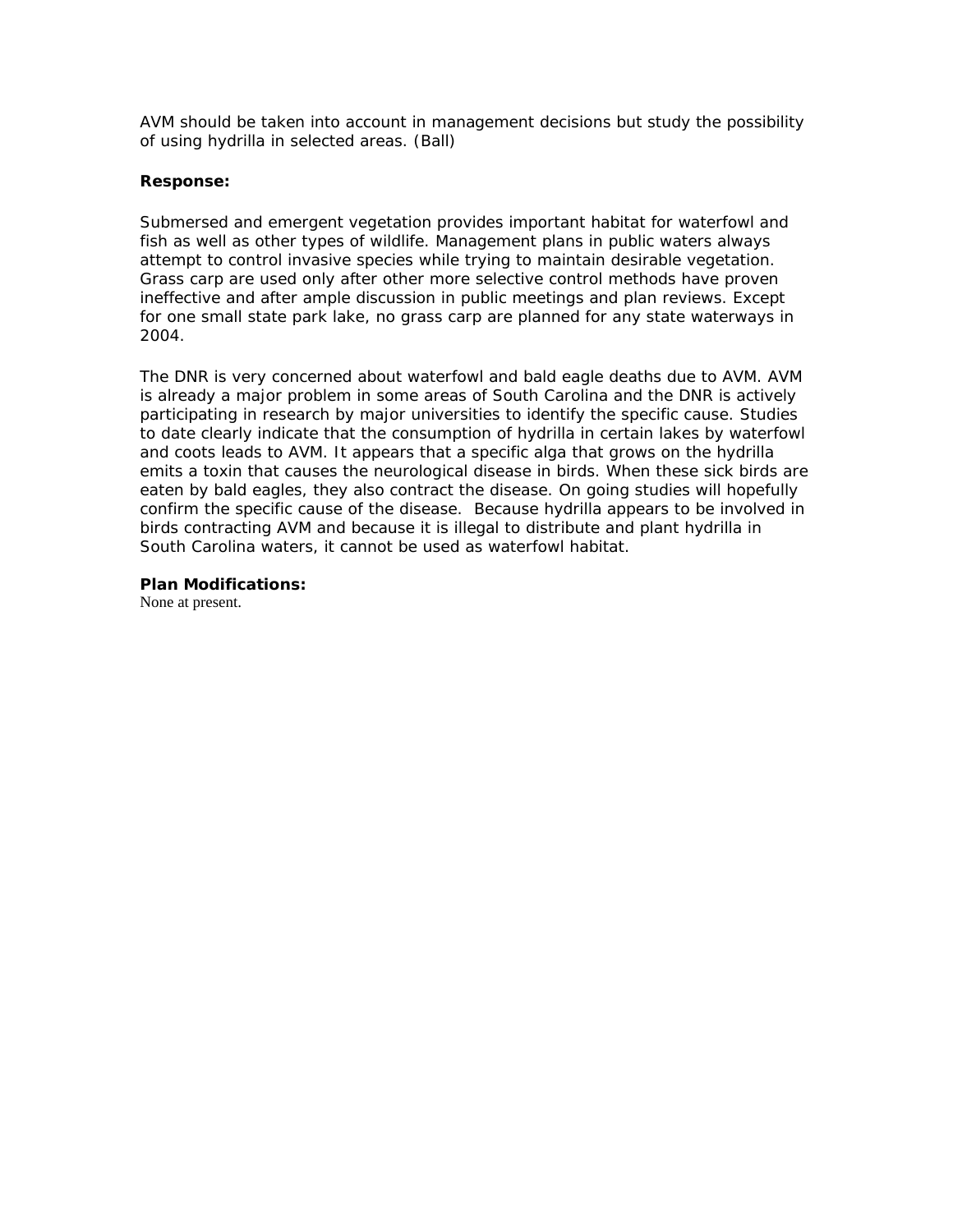AVM should be taken into account in management decisions but study the possibility of using hydrilla in selected areas. (Ball)

**Response:**

Submersed and emergent vegetation provides important habitat for waterfowl and fish as well as other types of wildlife. Management plans in public waters always attempt to control invasive species while trying to maintain desirable vegetation. Grass carp are used only after other more selective control methods have proven ineffective and after ample discussion in public meetings and plan reviews. Except for one small state park lake, no grass carp are planned for any state waterways in 2004.

The DNR is very concerned about waterfowl and bald eagle deaths due to AVM. AVM is already a major problem in some areas of South Carolina and the DNR is actively participating in research by major universities to identify the specific cause. Studies to date clearly indicate that the consumption of hydrilla in certain lakes by waterfowl and coots leads to AVM. It appears that a specific alga that grows on the hydrilla emits a toxin that causes the neurological disease in birds. When these sick birds are eaten by bald eagles, they also contract the disease. On going studies will hopefully confirm the specific cause of the disease. Because hydrilla appears to be involved in birds contracting AVM and because it is illegal to distribute and plant hydrilla in South Carolina waters, it cannot be used as waterfowl habitat.

**Plan Modifications:**

None at present.